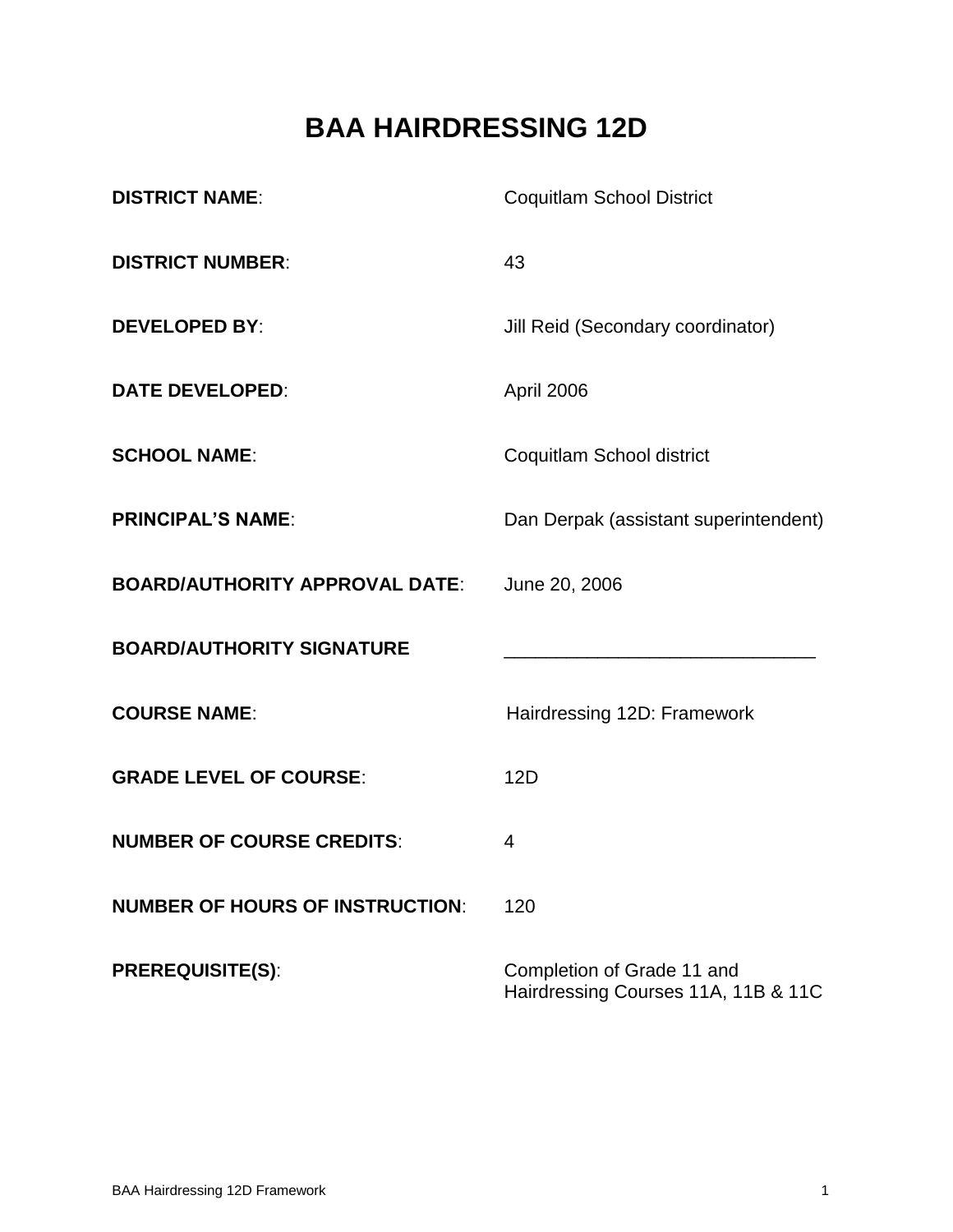# BAA HAIRDRESSING 12D

| | |
|---|---|
| **DISTRICT NAME**: | Coquitlam School District |
| **DISTRICT NUMBER**: | 43 |
| **DEVELOPED BY**: | Jill Reid (Secondary coordinator) |
| **DATE DEVELOPED**: | April 2006 |
| **SCHOOL NAME**: | Coquitlam School district |
| **PRINCIPAL'S NAME**: | Dan Derpak (assistant superintendent) |
| **BOARD/AUTHORITY APPROVAL DATE**: | June 20, 2006 |
| **BOARD/AUTHORITY SIGNATURE** | ______________________________ |
| **COURSE NAME**: | Hairdressing 12D: Framework |
| **GRADE LEVEL OF COURSE**: | 12D |
| **NUMBER OF COURSE CREDITS**: | 4 |
| **NUMBER OF HOURS OF INSTRUCTION**: | 120 |
| **PREREQUISITE(S)**: | Completion of Grade 11 and Hairdressing Courses 11A, 11B & 11C |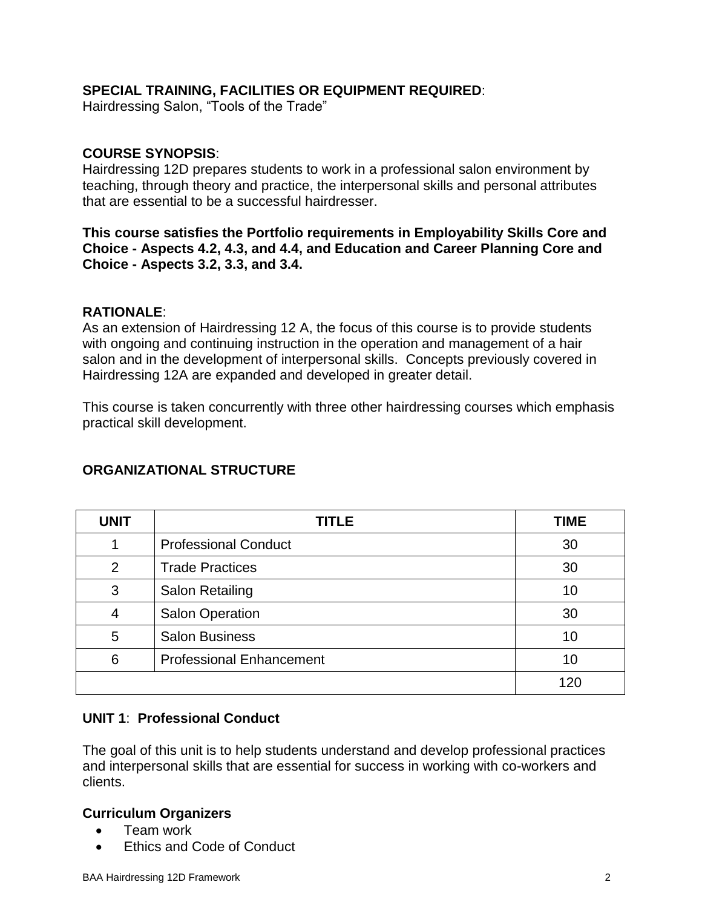**SPECIAL TRAINING, FACILITIES OR EQUIPMENT REQUIRED**:
Hairdressing Salon, "Tools of the Trade"

**COURSE SYNOPSIS**:
Hairdressing 12D prepares students to work in a professional salon environment by teaching, through theory and practice, the interpersonal skills and personal attributes that are essential to be a successful hairdresser.

**This course satisfies the Portfolio requirements in Employability Skills Core and Choice - Aspects 4.2, 4.3, and 4.4, and Education and Career Planning Core and Choice - Aspects 3.2, 3.3, and 3.4.**

**RATIONALE**:
As an extension of Hairdressing 12 A, the focus of this course is to provide students with ongoing and continuing instruction in the operation and management of a hair salon and in the development of interpersonal skills. Concepts previously covered in Hairdressing 12A are expanded and developed in greater detail.

This course is taken concurrently with three other hairdressing courses which emphasis practical skill development.

## ORGANIZATIONAL STRUCTURE

| UNIT | TITLE | TIME |
|---|---|---|
| 1 | Professional Conduct | 30 |
| 2 | Trade Practices | 30 |
| 3 | Salon Retailing | 10 |
| 4 | Salon Operation | 30 |
| 5 | Salon Business | 10 |
| 6 | Professional Enhancement | 10 |
| | | 120 |

### UNIT 1: Professional Conduct

The goal of this unit is to help students understand and develop professional practices and interpersonal skills that are essential for success in working with co-workers and clients.

**Curriculum Organizers**
- Team work
- Ethics and Code of Conduct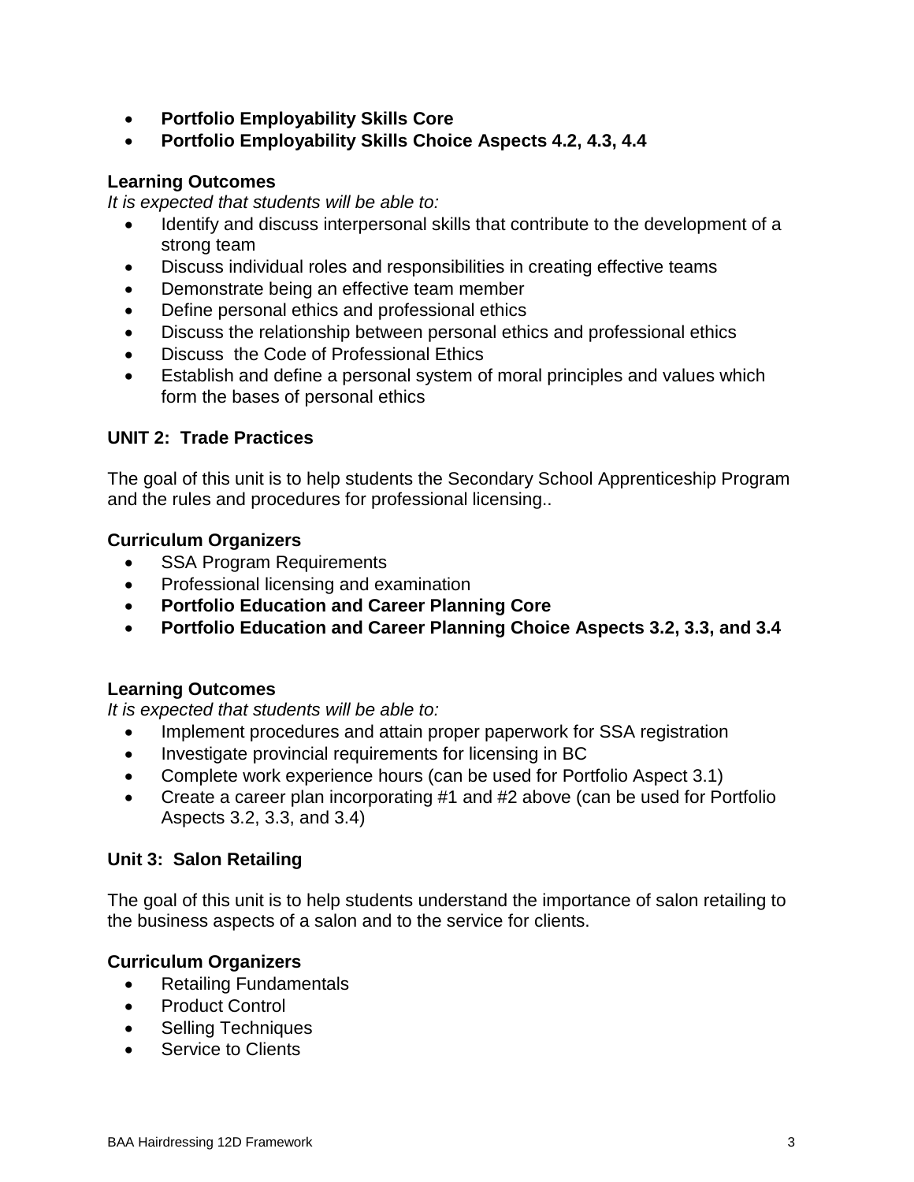- **Portfolio Employability Skills Core**
- **Portfolio Employability Skills Choice Aspects 4.2, 4.3, 4.4**

### Learning Outcomes

*It is expected that students will be able to:*

- Identify and discuss interpersonal skills that contribute to the development of a strong team
- Discuss individual roles and responsibilities in creating effective teams
- Demonstrate being an effective team member
- Define personal ethics and professional ethics
- Discuss the relationship between personal ethics and professional ethics
- Discuss the Code of Professional Ethics
- Establish and define a personal system of moral principles and values which form the bases of personal ethics

## UNIT 2: Trade Practices

The goal of this unit is to help students the Secondary School Apprenticeship Program and the rules and procedures for professional licensing..

### Curriculum Organizers

- SSA Program Requirements
- Professional licensing and examination
- **Portfolio Education and Career Planning Core**
- **Portfolio Education and Career Planning Choice Aspects 3.2, 3.3, and 3.4**

### Learning Outcomes

*It is expected that students will be able to:*

- Implement procedures and attain proper paperwork for SSA registration
- Investigate provincial requirements for licensing in BC
- Complete work experience hours (can be used for Portfolio Aspect 3.1)
- Create a career plan incorporating #1 and #2 above (can be used for Portfolio Aspects 3.2, 3.3, and 3.4)

## Unit 3: Salon Retailing

The goal of this unit is to help students understand the importance of salon retailing to the business aspects of a salon and to the service for clients.

### Curriculum Organizers

- Retailing Fundamentals
- Product Control
- Selling Techniques
- Service to Clients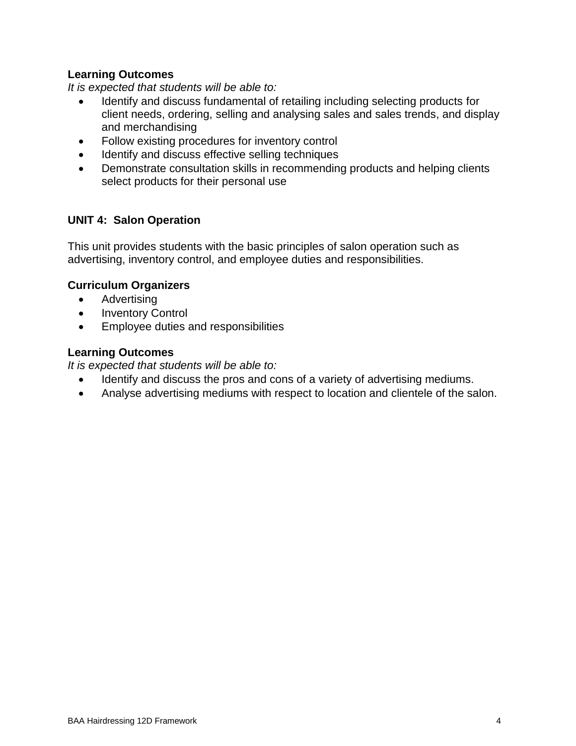**Learning Outcomes**

*It is expected that students will be able to:*

- Identify and discuss fundamental of retailing including selecting products for client needs, ordering, selling and analysing sales and sales trends, and display and merchandising
- Follow existing procedures for inventory control
- Identify and discuss effective selling techniques
- Demonstrate consultation skills in recommending products and helping clients select products for their personal use

## UNIT 4: Salon Operation

This unit provides students with the basic principles of salon operation such as advertising, inventory control, and employee duties and responsibilities.

**Curriculum Organizers**

- Advertising
- Inventory Control
- Employee duties and responsibilities

**Learning Outcomes**

*It is expected that students will be able to:*

- Identify and discuss the pros and cons of a variety of advertising mediums.
- Analyse advertising mediums with respect to location and clientele of the salon.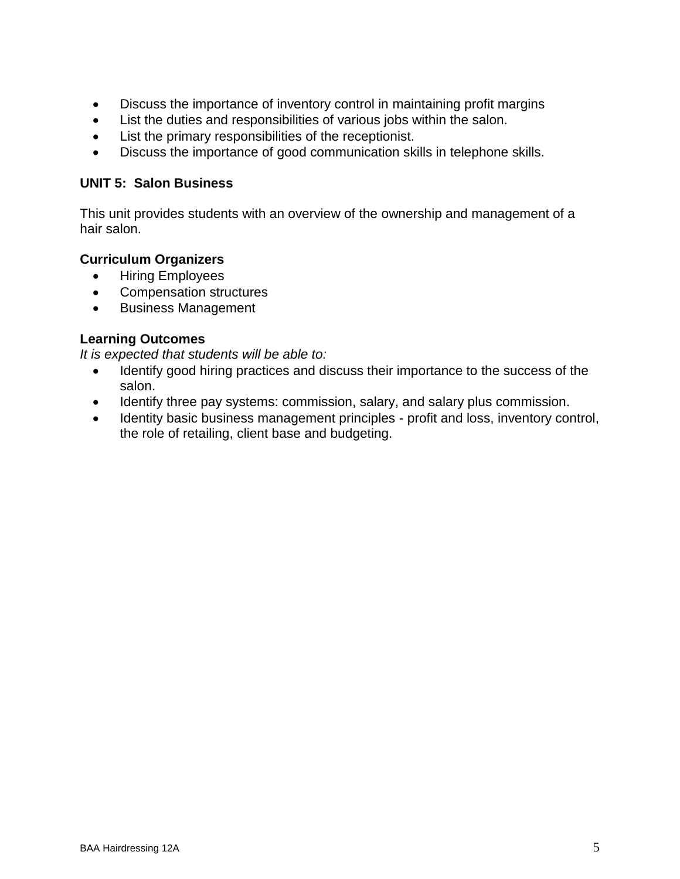- Discuss the importance of inventory control in maintaining profit margins
- List the duties and responsibilities of various jobs within the salon.
- List the primary responsibilities of the receptionist.
- Discuss the importance of good communication skills in telephone skills.

### UNIT 5: Salon Business

This unit provides students with an overview of the ownership and management of a hair salon.

**Curriculum Organizers**

- Hiring Employees
- Compensation structures
- Business Management

**Learning Outcomes**

*It is expected that students will be able to:*

- Identify good hiring practices and discuss their importance to the success of the salon.
- Identify three pay systems: commission, salary, and salary plus commission.
- Identity basic business management principles - profit and loss, inventory control, the role of retailing, client base and budgeting.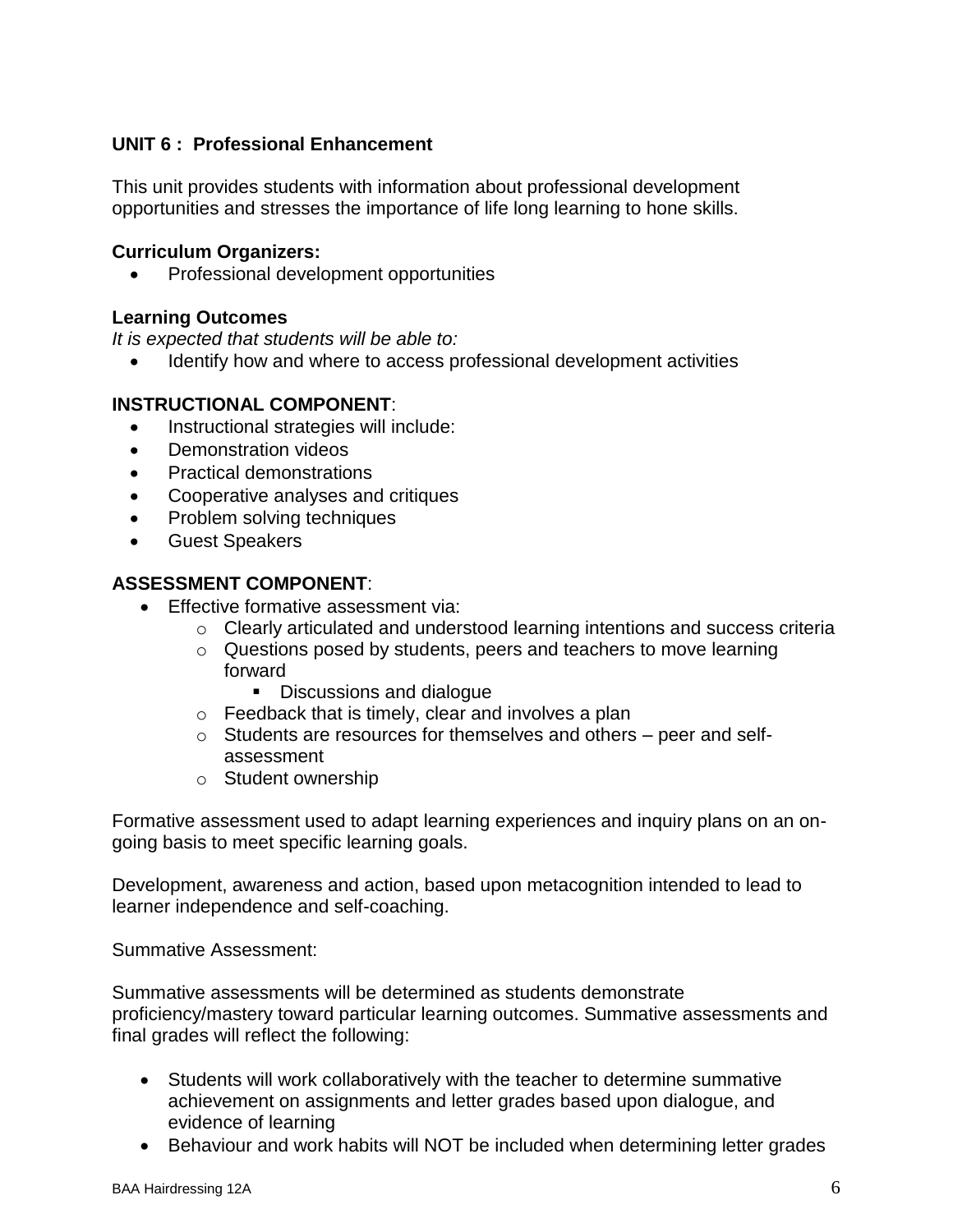**UNIT 6 : Professional Enhancement**

This unit provides students with information about professional development opportunities and stresses the importance of life long learning to hone skills.

**Curriculum Organizers:**

- Professional development opportunities

**Learning Outcomes**

*It is expected that students will be able to:*

- Identify how and where to access professional development activities

**INSTRUCTIONAL COMPONENT**:

- Instructional strategies will include:
- Demonstration videos
- Practical demonstrations
- Cooperative analyses and critiques
- Problem solving techniques
- Guest Speakers

**ASSESSMENT COMPONENT**:

- Effective formative assessment via:
    - Clearly articulated and understood learning intentions and success criteria
    - Questions posed by students, peers and teachers to move learning forward
        - Discussions and dialogue
    - Feedback that is timely, clear and involves a plan
    - Students are resources for themselves and others – peer and self-assessment
    - Student ownership

Formative assessment used to adapt learning experiences and inquiry plans on an on-going basis to meet specific learning goals.

Development, awareness and action, based upon metacognition intended to lead to learner independence and self-coaching.

Summative Assessment:

Summative assessments will be determined as students demonstrate proficiency/mastery toward particular learning outcomes. Summative assessments and final grades will reflect the following:

- Students will work collaboratively with the teacher to determine summative achievement on assignments and letter grades based upon dialogue, and evidence of learning
- Behaviour and work habits will NOT be included when determining letter grades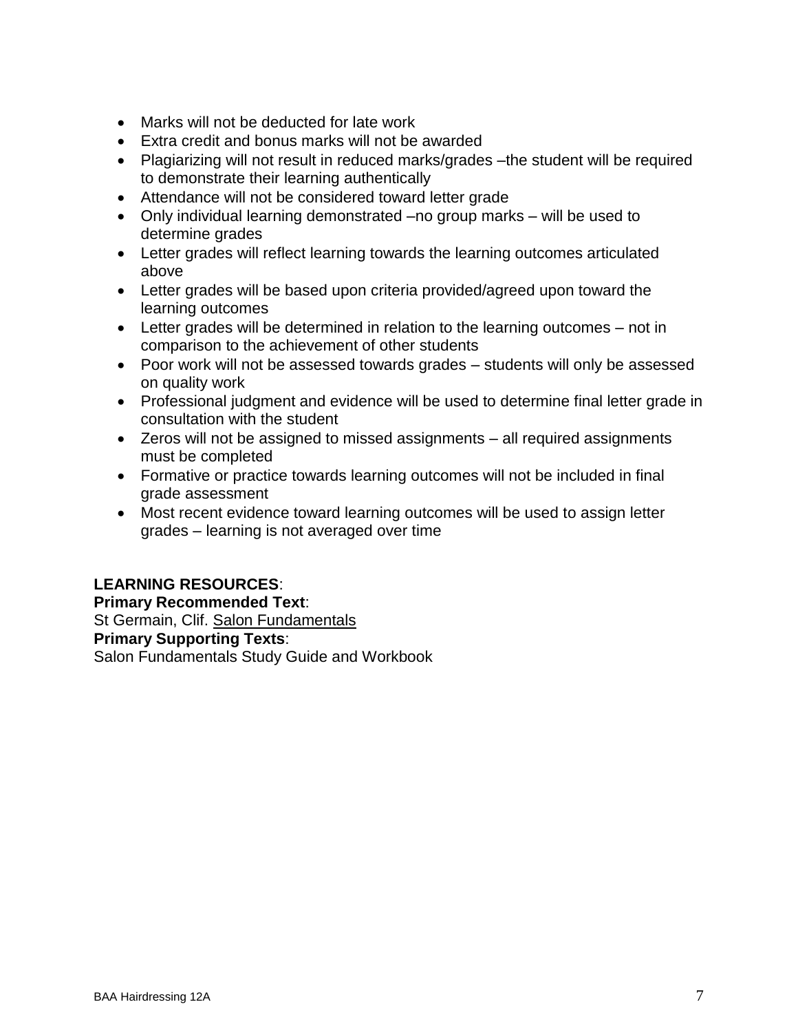- Marks will not be deducted for late work
- Extra credit and bonus marks will not be awarded
- Plagiarizing will not result in reduced marks/grades –the student will be required to demonstrate their learning authentically
- Attendance will not be considered toward letter grade
- Only individual learning demonstrated –no group marks – will be used to determine grades
- Letter grades will reflect learning towards the learning outcomes articulated above
- Letter grades will be based upon criteria provided/agreed upon toward the learning outcomes
- Letter grades will be determined in relation to the learning outcomes – not in comparison to the achievement of other students
- Poor work will not be assessed towards grades – students will only be assessed on quality work
- Professional judgment and evidence will be used to determine final letter grade in consultation with the student
- Zeros will not be assigned to missed assignments – all required assignments must be completed
- Formative or practice towards learning outcomes will not be included in final grade assessment
- Most recent evidence toward learning outcomes will be used to assign letter grades – learning is not averaged over time

**LEARNING RESOURCES**:
**Primary Recommended Text**:
St Germain, Clif. Salon Fundamentals
**Primary Supporting Texts**:
Salon Fundamentals Study Guide and Workbook